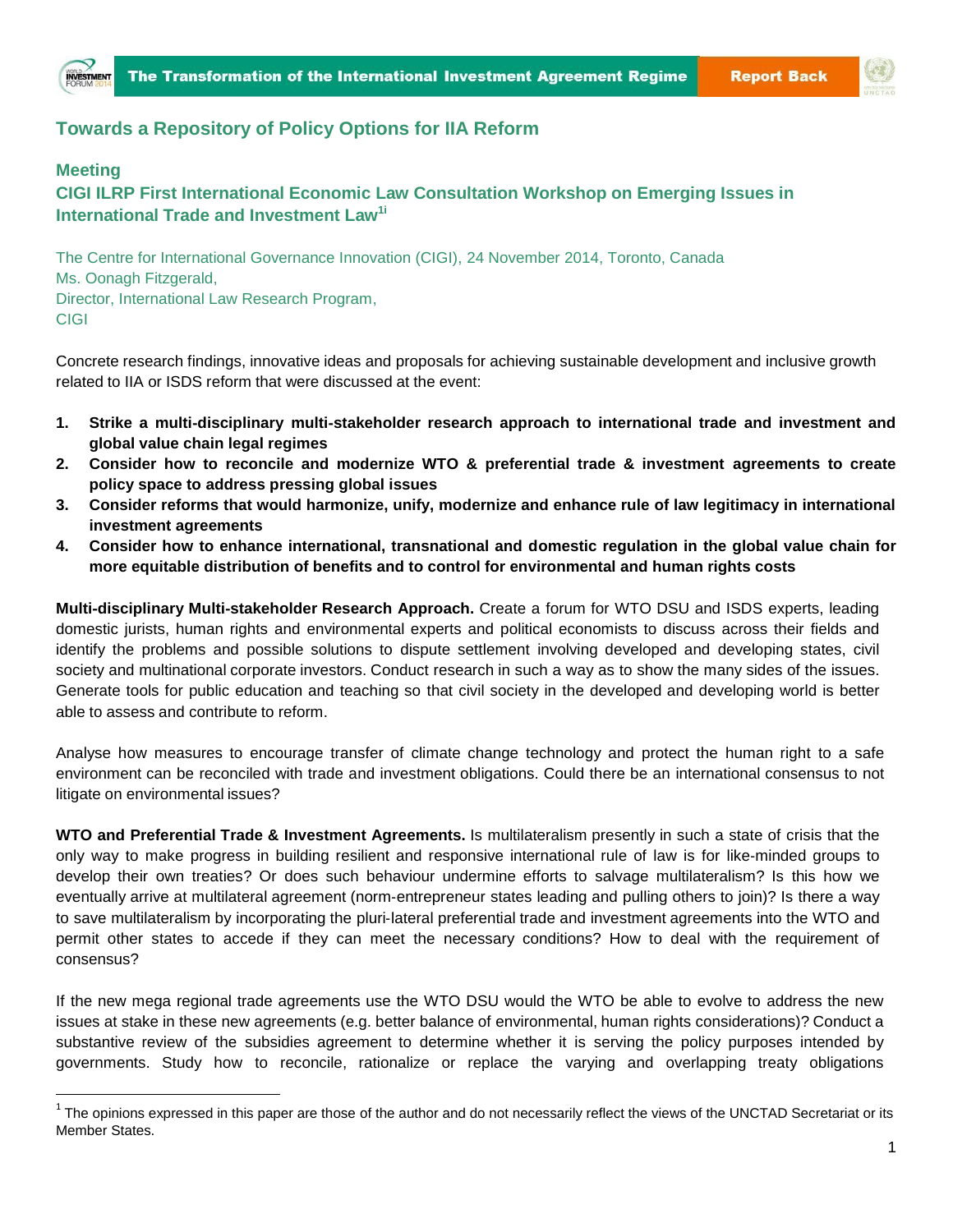## Towards a Repository of Policy Options for IIA Reform

### Meeting

### CIGI ILRP First International Economic Law Consultation Workshop on Emerging Issues in International Trade and Investment Law[1]

The Centre for International Governance Innovation (CIGI), 24 November 2014, Toronto, Canada
Ms. Oonagh Fitzgerald,
Director, International Law Research Program,
CIGI

Concrete research findings, innovative ideas and proposals for achieving sustainable development and inclusive growth related to IIA or ISDS reform that were discussed at the event:

1. **Strike a multi-disciplinary multi-stakeholder research approach to international trade and investment and global value chain legal regimes**
2. **Consider how to reconcile and modernize WTO & preferential trade & investment agreements to create policy space to address pressing global issues**
3. **Consider reforms that would harmonize, unify, modernize and enhance rule of law legitimacy in international investment agreements**
4. **Consider how to enhance international, transnational and domestic regulation in the global value chain for more equitable distribution of benefits and to control for environmental and human rights costs**

**Multi-disciplinary Multi-stakeholder Research Approach.** Create a forum for WTO DSU and ISDS experts, leading domestic jurists, human rights and environmental experts and political economists to discuss across their fields and identify the problems and possible solutions to dispute settlement involving developed and developing states, civil society and multinational corporate investors. Conduct research in such a way as to show the many sides of the issues. Generate tools for public education and teaching so that civil society in the developed and developing world is better able to assess and contribute to reform.

Analyse how measures to encourage transfer of climate change technology and protect the human right to a safe environment can be reconciled with trade and investment obligations. Could there be an international consensus to not litigate on environmental issues?

**WTO and Preferential Trade & Investment Agreements.** Is multilateralism presently in such a state of crisis that the only way to make progress in building resilient and responsive international rule of law is for like-minded groups to develop their own treaties? Or does such behaviour undermine efforts to salvage multilateralism? Is this how we eventually arrive at multilateral agreement (norm-entrepreneur states leading and pulling others to join)? Is there a way to save multilateralism by incorporating the pluri-lateral preferential trade and investment agreements into the WTO and permit other states to accede if they can meet the necessary conditions? How to deal with the requirement of consensus?

If the new mega regional trade agreements use the WTO DSU would the WTO be able to evolve to address the new issues at stake in these new agreements (e.g. better balance of environmental, human rights considerations)? Conduct a substantive review of the subsidies agreement to determine whether it is serving the policy purposes intended by governments. Study how to reconcile, rationalize or replace the varying and overlapping treaty obligations

[1] The opinions expressed in this paper are those of the author and do not necessarily reflect the views of the UNCTAD Secretariat or its Member States.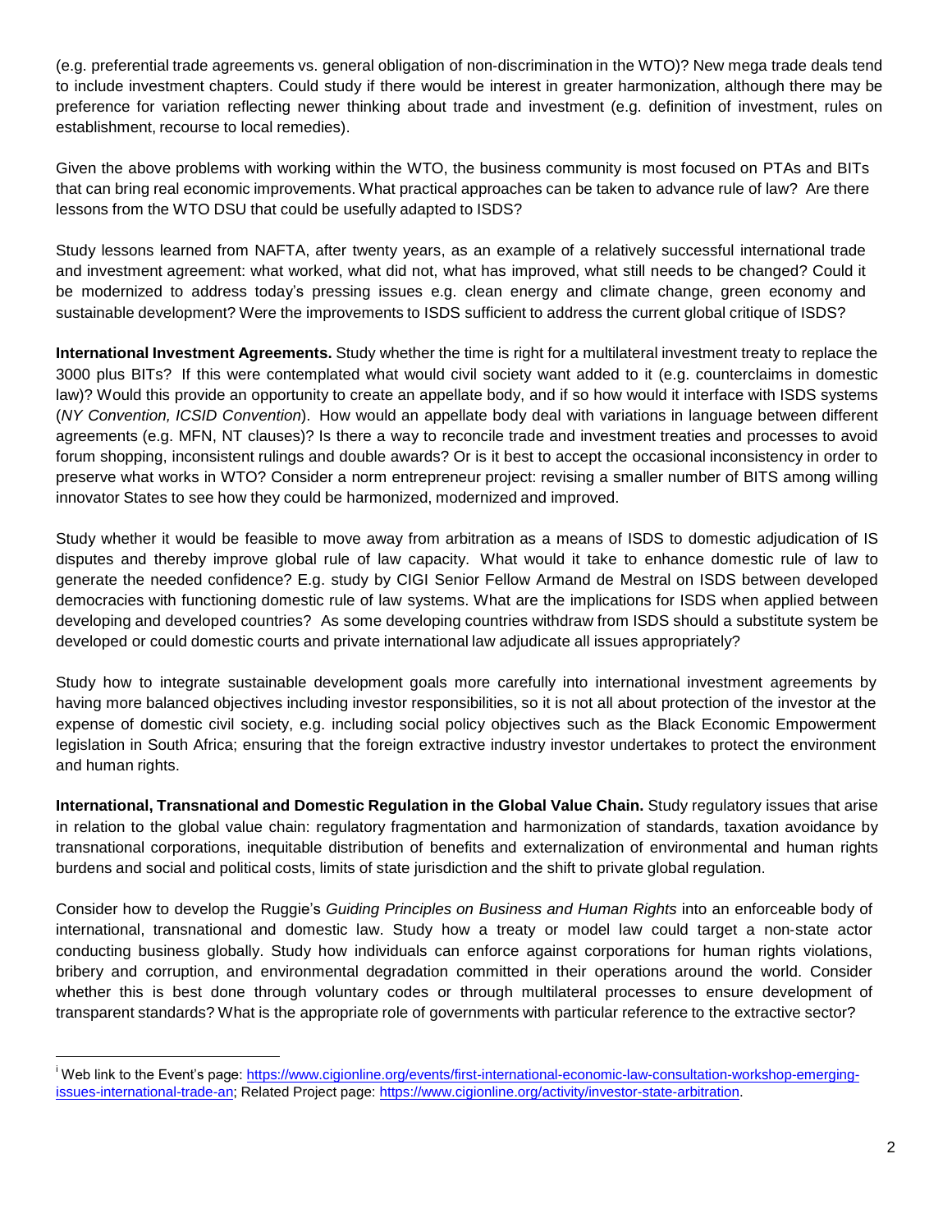(e.g. preferential trade agreements vs. general obligation of non-discrimination in the WTO)? New mega trade deals tend to include investment chapters. Could study if there would be interest in greater harmonization, although there may be preference for variation reflecting newer thinking about trade and investment (e.g. definition of investment, rules on establishment, recourse to local remedies).

Given the above problems with working within the WTO, the business community is most focused on PTAs and BITs that can bring real economic improvements. What practical approaches can be taken to advance rule of law? Are there lessons from the WTO DSU that could be usefully adapted to ISDS?

Study lessons learned from NAFTA, after twenty years, as an example of a relatively successful international trade and investment agreement: what worked, what did not, what has improved, what still needs to be changed? Could it be modernized to address today's pressing issues e.g. clean energy and climate change, green economy and sustainable development? Were the improvements to ISDS sufficient to address the current global critique of ISDS?

**International Investment Agreements.** Study whether the time is right for a multilateral investment treaty to replace the 3000 plus BITs? If this were contemplated what would civil society want added to it (e.g. counterclaims in domestic law)? Would this provide an opportunity to create an appellate body, and if so how would it interface with ISDS systems (*NY Convention, ICSID Convention*). How would an appellate body deal with variations in language between different agreements (e.g. MFN, NT clauses)? Is there a way to reconcile trade and investment treaties and processes to avoid forum shopping, inconsistent rulings and double awards? Or is it best to accept the occasional inconsistency in order to preserve what works in WTO? Consider a norm entrepreneur project: revising a smaller number of BITS among willing innovator States to see how they could be harmonized, modernized and improved.

Study whether it would be feasible to move away from arbitration as a means of ISDS to domestic adjudication of IS disputes and thereby improve global rule of law capacity. What would it take to enhance domestic rule of law to generate the needed confidence? E.g. study by CIGI Senior Fellow Armand de Mestral on ISDS between developed democracies with functioning domestic rule of law systems. What are the implications for ISDS when applied between developing and developed countries? As some developing countries withdraw from ISDS should a substitute system be developed or could domestic courts and private international law adjudicate all issues appropriately?

Study how to integrate sustainable development goals more carefully into international investment agreements by having more balanced objectives including investor responsibilities, so it is not all about protection of the investor at the expense of domestic civil society, e.g. including social policy objectives such as the Black Economic Empowerment legislation in South Africa; ensuring that the foreign extractive industry investor undertakes to protect the environment and human rights.

**International, Transnational and Domestic Regulation in the Global Value Chain.** Study regulatory issues that arise in relation to the global value chain: regulatory fragmentation and harmonization of standards, taxation avoidance by transnational corporations, inequitable distribution of benefits and externalization of environmental and human rights burdens and social and political costs, limits of state jurisdiction and the shift to private global regulation.

Consider how to develop the Ruggie's *Guiding Principles on Business and Human Rights* into an enforceable body of international, transnational and domestic law. Study how a treaty or model law could target a non-state actor conducting business globally. Study how individuals can enforce against corporations for human rights violations, bribery and corruption, and environmental degradation committed in their operations around the world. Consider whether this is best done through voluntary codes or through multilateral processes to ensure development of transparent standards? What is the appropriate role of governments with particular reference to the extractive sector?

---

[i] Web link to the Event's page: https://www.cigionline.org/events/first-international-economic-law-consultation-workshop-emerging-issues-international-trade-an; Related Project page: https://www.cigionline.org/activity/investor-state-arbitration.